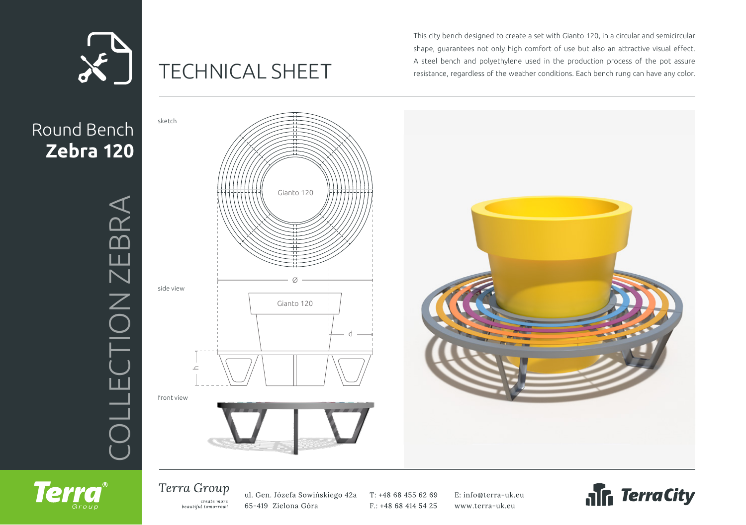# TECHNICAL SHEET

This city bench designed to create a set with Gianto 120, in a circular and semicircular shape, guarantees not only high comfort of use but also an attractive visual effect. A steel bench and polyethylene used in the production process of the pot assure resistance, regardless of the weather conditions. Each bench rung can have any color.

## Round Bench **Zebra 120**

COLLECTION ZEBRA

sketch

Gianto 120

side view

Ø

Gianto 120

d

h

front view

Terra Group

*create more beautiful tomorrow!*

ul. Gen. Józefa Sowińskiego 42a
65-419 Zielona Góra

T: +48 68 455 62 69
F.: +48 68 414 54 25

E: info@terra-uk.eu
www.terra-uk.eu

TerraCity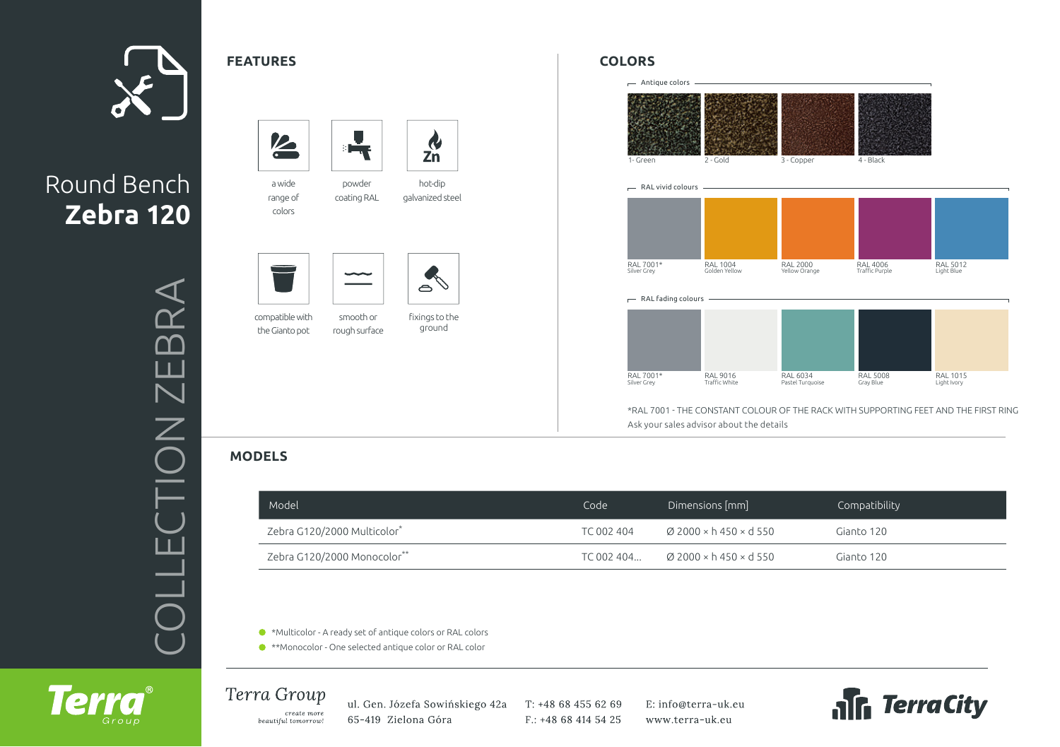# Round Bench **Zebra 120**

COLLECTION ZEBRA

## FEATURES

a wide range of colors

powder coating RAL

hot-dip galvanized steel

compatible with the Gianto pot

smooth or rough surface

fixings to the ground

## COLORS

Antique colors

1- Green
2 - Gold
3 - Copper
4 - Black

RAL vivid colours

RAL 7001* Silver Grey
RAL 1004 Golden Yellow
RAL 2000 Yellow Orange
RAL 4006 Traffic Purple
RAL 5012 Light Blue

RAL fading colours

RAL 7001* Silver Grey
RAL 9016 Traffic White
RAL 6034 Pastel Turquoise
RAL 5008 Gray Blue
RAL 1015 Light Ivory

*RAL 7001 - THE CONSTANT COLOUR OF THE RACK WITH SUPPORTING FEET AND THE FIRST RING
Ask your sales advisor about the details

## MODELS

| Model | Code | Dimensions [mm] | Compatibility |
|---|---|---|---|
| Zebra G120/2000 Multicolor* | TC 002 404 | Ø 2000 × h 450 × d 550 | Gianto 120 |
| Zebra G120/2000 Monocolor** | TC 002 404... | Ø 2000 × h 450 × d 550 | Gianto 120 |

- *Multicolor - A ready set of antique colors or RAL colors
- **Monocolor - One selected antique color or RAL color

Terra Group
create more beautiful tomorrow!

ul. Gen. Józefa Sowińskiego 42a
65-419 Zielona Góra

T: +48 68 455 62 69
F.: +48 68 414 54 25

E: info@terra-uk.eu
www.terra-uk.eu

Terra City